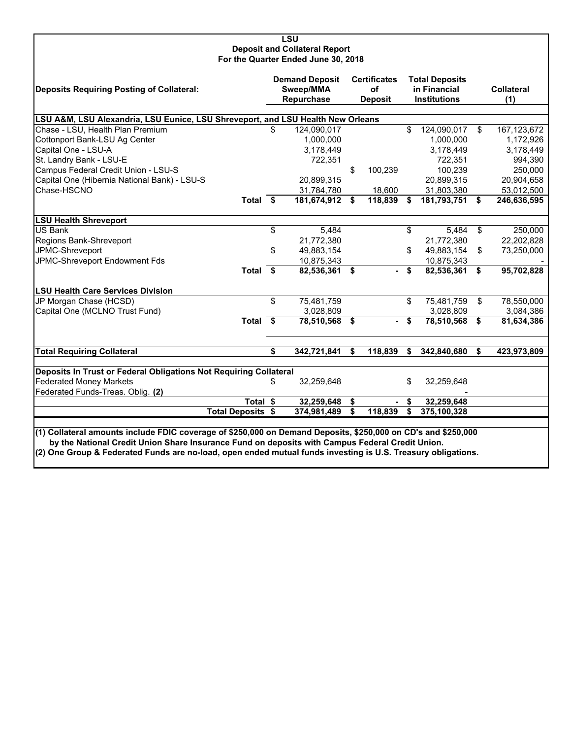# LSU
## Deposit and Collateral Report
### For the Quarter Ended June 30, 2018

| Deposits Requiring Posting of Collateral: | Demand Deposit Sweep/MMA Repurchase | Certificates of Deposit | Total Deposits in Financial Institutions | Collateral (1) |
|---|---|---|---|---|
| **LSU A&M, LSU Alexandria, LSU Eunice, LSU Shreveport, and LSU Health New Orleans** | | | | |
| Chase - LSU, Health Plan Premium | $ 124,090,017 | | $ 124,090,017 | $ 167,123,672 |
| Cottonport Bank-LSU Ag Center | 1,000,000 | | 1,000,000 | 1,172,926 |
| Capital One - LSU-A | 3,178,449 | | 3,178,449 | 3,178,449 |
| St. Landry Bank - LSU-E | 722,351 | | 722,351 | 994,390 |
| Campus Federal Credit Union - LSU-S | | $ 100,239 | 100,239 | 250,000 |
| Capital One (Hibernia National Bank) - LSU-S | 20,899,315 | | 20,899,315 | 20,904,658 |
| Chase-HSCNO | 31,784,780 | 18,600 | 31,803,380 | 53,012,500 |
| **Total** | **$ 181,674,912** | **$ 118,839** | **$ 181,793,751** | **$ 246,636,595** |
| **LSU Health Shreveport** | | | | |
| US Bank | $ 5,484 | | $ 5,484 | $ 250,000 |
| Regions Bank-Shreveport | 21,772,380 | | 21,772,380 | 22,202,828 |
| JPMC-Shreveport | $ 49,883,154 | | $ 49,883,154 | $ 73,250,000 |
| JPMC-Shreveport Endowment Fds | 10,875,343 | | 10,875,343 | - |
| **Total** | **$ 82,536,361** | **$ -** | **$ 82,536,361** | **$ 95,702,828** |
| **LSU Health Care Services Division** | | | | |
| JP Morgan Chase (HCSD) | $ 75,481,759 | | $ 75,481,759 | $ 78,550,000 |
| Capital One (MCLNO Trust Fund) | 3,028,809 | | 3,028,809 | 3,084,386 |
| **Total** | **$ 78,510,568** | **$ -** | **$ 78,510,568** | **$ 81,634,386** |
| **Total Requiring Collateral** | **$ 342,721,841** | **$ 118,839** | **$ 342,840,680** | **$ 423,973,809** |
| **Deposits In Trust or Federal Obligations Not Requiring Collateral** | | | | |
| Federated Money Markets | $ 32,259,648 | | $ 32,259,648 | |
| Federated Funds-Treas. Oblig. **(2)** | | | - | |
| **Total** | **$ 32,259,648** | **$ -** | **$ 32,259,648** | |
| **Total Deposits** | **$ 374,981,489** | **$ 118,839** | **$ 375,100,328** | |

**(1) Collateral amounts include FDIC coverage of $250,000 on Demand Deposits, $250,000 on CD's and $250,000 by the National Credit Union Share Insurance Fund on deposits with Campus Federal Credit Union.**

**(2) One Group & Federated Funds are no-load, open ended mutual funds investing is U.S. Treasury obligations.**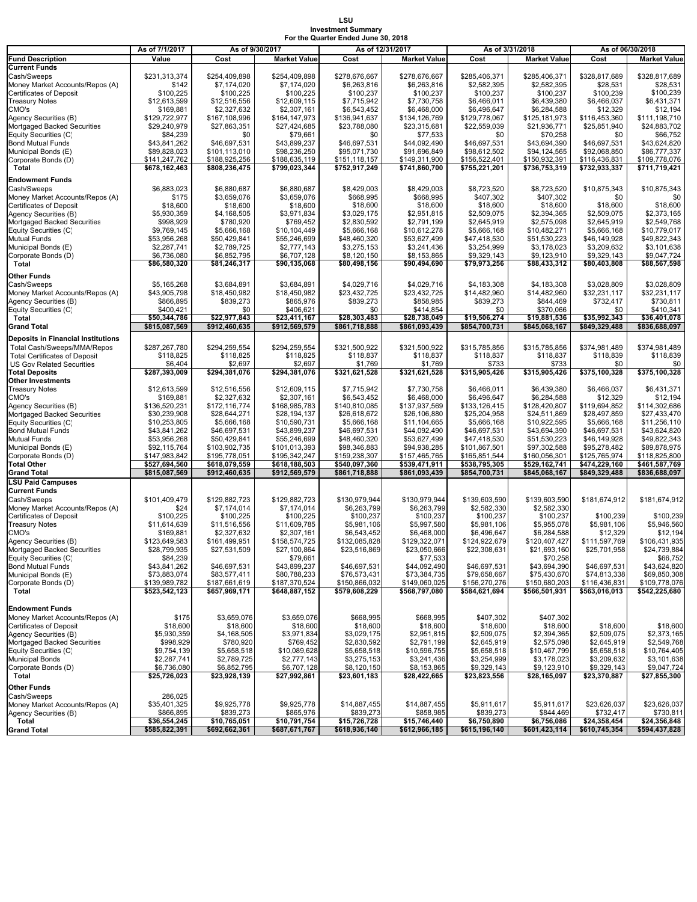**LSU**
**Investment Summary**
**For the Quarter Ended June 30, 2018**

| | As of 7/1/2017 | As of 9/30/2017 | | As of 12/31/2017 | | As of 3/31/2018 | | As of 06/30/2018 | |
|---|---|---|---|---|---|---|---|---|---|
| **Fund Description** | **Value** | **Cost** | **Market Value** | **Cost** | **Market Value** | **Cost** | **Market Value** | **Cost** | **Market Value** |
| **Current Funds** | | | | | | | | | |
| Cash/Sweeps | $231,313,374 | $254,409,898 | $254,409,898 | $278,676,667 | $278,676,667 | $285,406,371 | $285,406,371 | $328,817,689 | $328,817,689 |
| Money Market Accounts/Repos (A) | $142 | $7,174,020 | $7,174,020 | $6,263,816 | $6,263,816 | $2,582,395 | $2,582,395 | $28,531 | $28,531 |
| Certificates of Deposit | $100,225 | $100,225 | $100,225 | $100,237 | $100,237 | $100,237 | $100,237 | $100,239 | $100,239 |
| Treasury Notes | $12,613,599 | $12,516,556 | $12,609,115 | $7,715,942 | $7,730,758 | $6,466,011 | $6,439,380 | $6,466,037 | $6,431,371 |
| CMO's | $169,881 | $2,327,632 | $2,307,161 | $6,543,452 | $6,468,000 | $6,496,647 | $6,284,588 | $12,329 | $12,194 |
| Agency Securities (B) | $129,722,977 | $167,108,996 | $164,147,973 | $136,941,637 | $134,126,769 | $129,778,067 | $125,181,973 | $116,453,360 | $111,198,710 |
| Mortgaged Backed Securities | $29,240,979 | $27,863,351 | $27,424,685 | $23,788,080 | $23,315,681 | $22,559,039 | $21,936,771 | $25,851,940 | $24,883,702 |
| Equity Securities (C) | $84,239 | $0 | $79,661 | $0 | $77,533 | $0 | $70,258 | $0 | $66,752 |
| Bond Mutual Funds | $43,841,262 | $46,697,531 | $43,899,237 | $46,697,531 | $44,092,490 | $46,697,531 | $43,694,390 | $46,697,531 | $43,624,820 |
| Municipal Bonds (E) | $89,828,023 | $101,113,010 | $98,236,250 | $95,071,730 | $91,696,849 | $98,612,502 | $94,124,565 | $92,068,850 | $86,777,337 |
| Corporate Bonds (D) | $141,247,762 | $188,925,256 | $188,635,119 | $151,118,157 | $149,311,900 | $156,522,401 | $150,932,391 | $116,436,831 | $109,778,076 |
| **Total** | **$678,162,463** | **$808,236,475** | **$799,023,344** | **$752,917,249** | **$741,860,700** | **$755,221,201** | **$736,753,319** | **$732,933,337** | **$711,719,421** |
| **Endowment Funds** | | | | | | | | | |
| Cash/Sweeps | $6,883,023 | $6,880,687 | $6,880,687 | $8,429,003 | $8,429,003 | $8,723,520 | $8,723,520 | $10,875,343 | $10,875,343 |
| Money Market Accounts/Repos (A) | $175 | $3,659,076 | $3,659,076 | $668,995 | $668,995 | $407,302 | $407,302 | $0 | $0 |
| Certificates of Deposit | $18,600 | $18,600 | $18,600 | $18,600 | $18,600 | $18,600 | $18,600 | $18,600 | $18,600 |
| Agency Securities (B) | $5,930,359 | $4,168,505 | $3,971,834 | $3,029,175 | $2,951,815 | $2,509,075 | $2,394,365 | $2,509,075 | $2,373,165 |
| Mortgaged Backed Securities | $998,929 | $780,920 | $769,452 | $2,830,592 | $2,791,199 | $2,645,919 | $2,575,098 | $2,645,919 | $2,549,768 |
| Equity Securities (C) | $9,769,145 | $5,666,168 | $10,104,449 | $5,666,168 | $10,612,278 | $5,666,168 | $10,482,271 | $5,666,168 | $10,779,017 |
| Mutual Funds | $53,956,268 | $50,429,841 | $55,246,699 | $48,460,320 | $53,627,499 | $47,418,530 | $51,530,223 | $46,149,928 | $49,822,343 |
| Municipal Bonds (E) | $2,287,741 | $2,789,725 | $2,777,143 | $3,275,153 | $3,241,436 | $3,254,999 | $3,178,023 | $3,209,632 | $3,101,638 |
| Corporate Bonds (D) | $6,736,080 | $6,852,795 | $6,707,128 | $8,120,150 | $8,153,865 | $9,329,143 | $9,123,910 | $9,329,143 | $9,047,724 |
| **Total** | **$86,580,320** | **$81,246,317** | **$90,135,068** | **$80,498,156** | **$90,494,690** | **$79,973,256** | **$88,433,312** | **$80,403,808** | **$88,567,598** |
| **Other Funds** | | | | | | | | | |
| Cash/Sweeps | $5,165,268 | $3,684,891 | $3,684,891 | $4,029,716 | $4,029,716 | $4,183,308 | $4,183,308 | $3,028,809 | $3,028,809 |
| Money Market Accounts/Repos (A) | $43,905,798 | $18,450,982 | $18,450,982 | $23,432,725 | $23,432,725 | $14,482,960 | $14,482,960 | $32,231,117 | $32,231,117 |
| Agency Securities (B) | $866,895 | $839,273 | $865,976 | $839,273 | $858,985 | $839,273 | $844,469 | $732,417 | $730,811 |
| Equity Securities (C) | $400,421 | $0 | $406,621 | $0 | $414,854 | $0 | $370,066 | $0 | $410,341 |
| **Total** | **$50,344,786** | **$22,977,843** | **$23,411,167** | **$28,303,483** | **$28,738,049** | **$19,506,274** | **$19,881,536** | **$35,992,343** | **$36,401,078** |
| **Grand Total** | **$815,087,569** | **$912,460,635** | **$912,569,579** | **$861,718,888** | **$861,093,439** | **$854,700,731** | **$845,068,167** | **$849,329,488** | **$836,688,097** |
| **Deposits in Financial Institutions** | | | | | | | | | |
| Total Cash/Sweeps/MMA/Repos | $287,267,780 | $294,259,554 | $294,259,554 | $321,500,922 | $321,500,922 | $315,785,856 | $315,785,856 | $374,981,489 | $374,981,489 |
| Total Certificates of Deposit | $118,825 | $118,825 | $118,825 | $118,837 | $118,837 | $118,837 | $118,837 | $118,839 | $118,839 |
| US Gov Related Securities | $6,404 | $2,697 | $2,697 | $1,769 | $1,769 | $733 | $733 | $0 | $0 |
| **Total Deposits** | **$287,393,009** | **$294,381,076** | **$294,381,076** | **$321,621,528** | **$321,621,528** | **$315,905,426** | **$315,905,426** | **$375,100,328** | **$375,100,328** |
| **Other Investments** | | | | | | | | | |
| Treasury Notes | $12,613,599 | $12,516,556 | $12,609,115 | $7,715,942 | $7,730,758 | $6,466,011 | $6,439,380 | $6,466,037 | $6,431,371 |
| CMO's | $169,881 | $2,327,632 | $2,307,161 | $6,543,452 | $6,468,000 | $6,496,647 | $6,284,588 | $12,329 | $12,194 |
| Agency Securities (B) | $136,520,231 | $172,116,774 | $168,985,783 | $140,810,085 | $137,937,569 | $133,126,415 | $128,420,807 | $119,694,852 | $114,302,686 |
| Mortgaged Backed Securities | $30,239,908 | $28,644,271 | $28,194,137 | $26,618,672 | $26,106,880 | $25,204,958 | $24,511,869 | $28,497,859 | $27,433,470 |
| Equity Securities (C) | $10,253,805 | $5,666,168 | $10,590,731 | $5,666,168 | $11,104,665 | $5,666,168 | $10,922,595 | $5,666,168 | $11,256,110 |
| Bond Mutual Funds | $43,841,262 | $46,697,531 | $43,899,237 | $46,697,531 | $44,092,490 | $46,697,531 | $43,694,390 | $46,697,531 | $43,624,820 |
| Mutual Funds | $53,956,268 | $50,429,841 | $55,246,699 | $48,460,320 | $53,627,499 | $47,418,530 | $51,530,223 | $46,149,928 | $49,822,343 |
| Municipal Bonds (E) | $92,115,764 | $103,902,735 | $101,013,393 | $98,346,883 | $94,938,285 | $101,867,501 | $97,302,588 | $95,278,482 | $89,878,975 |
| Corporate Bonds (D) | $147,983,842 | $195,778,051 | $195,342,247 | $159,238,307 | $157,465,765 | $165,851,544 | $160,056,301 | $125,765,974 | $118,825,800 |
| **Total Other** | **$527,694,560** | **$618,079,559** | **$618,188,503** | **$540,097,360** | **$539,471,911** | **$538,795,305** | **$529,162,741** | **$474,229,160** | **$461,587,769** |
| **Grand Total** | **$815,087,569** | **$912,460,635** | **$912,569,579** | **$861,718,888** | **$861,093,439** | **$854,700,731** | **$845,068,167** | **$849,329,488** | **$836,688,097** |
| **LSU Paid Campuses** | | | | | | | | | |
| **Current Funds** | | | | | | | | | |
| Cash/Sweeps | $101,409,479 | $129,882,723 | $129,882,723 | $130,979,944 | $130,979,944 | $139,603,590 | $139,603,590 | $181,674,912 | $181,674,912 |
| Money Market Accounts/Repos (A) | $24 | $7,174,014 | $7,174,014 | $6,263,799 | $6,263,799 | $2,582,330 | $2,582,330 | | |
| Certificates of Deposit | $100,225 | $100,225 | $100,225 | $100,237 | $100,237 | $100,237 | $100,237 | $100,239 | $100,239 |
| Treasury Notes | $11,614,639 | $11,516,556 | $11,609,785 | $5,981,106 | $5,997,580 | $5,981,106 | $5,955,078 | $5,981,106 | $5,946,560 |
| CMO's | $169,881 | $2,327,632 | $2,307,161 | $6,543,452 | $6,468,000 | $6,496,647 | $6,284,588 | $12,329 | $12,194 |
| Agency Securities (B) | $123,649,583 | $161,499,951 | $158,574,725 | $132,085,828 | $129,322,071 | $124,922,679 | $120,407,427 | $111,597,769 | $106,431,935 |
| Mortgaged Backed Securities | $28,799,935 | $27,531,509 | $27,100,864 | $23,516,869 | $23,050,666 | $22,308,631 | $21,693,160 | $25,701,958 | $24,739,884 |
| Equity Securities (C) | $84,239 | | $79,661 | | $77,533 | | $70,258 | | $66,752 |
| Bond Mutual Funds | $43,841,262 | $46,697,531 | $43,899,237 | $46,697,531 | $44,092,490 | $46,697,531 | $43,694,390 | $46,697,531 | $43,624,820 |
| Municipal Bonds (E) | $73,883,074 | $83,577,411 | $80,788,233 | $76,573,431 | $73,384,735 | $79,658,667 | $75,430,910 | $74,813,338 | $69,850,308 |
| Corporate Bonds (D) | $139,989,782 | $187,661,619 | $187,370,524 | $150,866,032 | $149,060,025 | $156,270,276 | $150,680,203 | $116,436,831 | $109,778,076 |
| **Total** | **$523,542,123** | **$657,969,171** | **$648,887,152** | **$579,608,229** | **$568,797,080** | **$584,621,694** | **$566,501,931** | **$563,016,013** | **$542,225,680** |
| **Endowment Funds** | | | | | | | | | |
| Money Market Accounts/Repos (A) | $175 | $3,659,076 | $3,659,076 | $668,995 | $668,995 | $407,302 | $407,302 | | |
| Certificates of Deposit | $18,600 | $18,600 | $18,600 | $18,600 | $18,600 | $18,600 | $18,600 | $18,600 | $18,600 |
| Agency Securities (B) | $5,930,359 | $4,168,505 | $3,971,834 | $3,029,175 | $2,951,815 | $2,509,075 | $2,394,365 | $2,509,075 | $2,373,165 |
| Mortgaged Backed Securities | $998,929 | $780,920 | $769,452 | $2,830,592 | $2,791,199 | $2,645,919 | $2,575,098 | $2,645,919 | $2,549,768 |
| Equity Securities (C) | $9,754,139 | $5,658,518 | $10,089,628 | $5,658,518 | $10,596,755 | $5,658,518 | $10,467,799 | $5,658,518 | $10,764,405 |
| Municipal Bonds | $2,287,741 | $2,789,725 | $2,777,143 | $3,275,153 | $3,241,436 | $3,254,999 | $3,178,023 | $3,209,632 | $3,101,638 |
| Corporate Bonds (D) | $6,736,080 | $6,852,795 | $6,707,128 | $8,120,150 | $8,153,865 | $9,329,143 | $9,123,910 | $9,329,143 | $9,047,724 |
| **Total** | **$25,726,023** | **$23,928,139** | **$27,992,861** | **$23,601,183** | **$28,422,665** | **$23,823,556** | **$28,165,097** | **$23,370,887** | **$27,855,300** |
| **Other Funds** | | | | | | | | | |
| Cash/Sweeps | 286,025 | | | | | | | | |
| Money Market Accounts/Repos (A) | $35,401,325 | $9,925,778 | $9,925,778 | $14,887,455 | $14,887,455 | $5,911,617 | $5,911,617 | $23,626,037 | $23,626,037 |
| Agency Securities (B) | $866,895 | $839,273 | $865,976 | $839,273 | $858,985 | $839,273 | $844,469 | $732,417 | $730,811 |
| **Total** | **$36,554,245** | **$10,765,051** | **$10,791,754** | **$15,726,728** | **$15,746,440** | **$6,750,890** | **$6,756,086** | **$24,358,454** | **$24,356,848** |
| **Grand Total** | **$585,822,391** | **$692,662,361** | **$687,671,767** | **$618,936,140** | **$612,966,185** | **$615,196,140** | **$601,423,114** | **$610,745,354** | **$594,437,828** |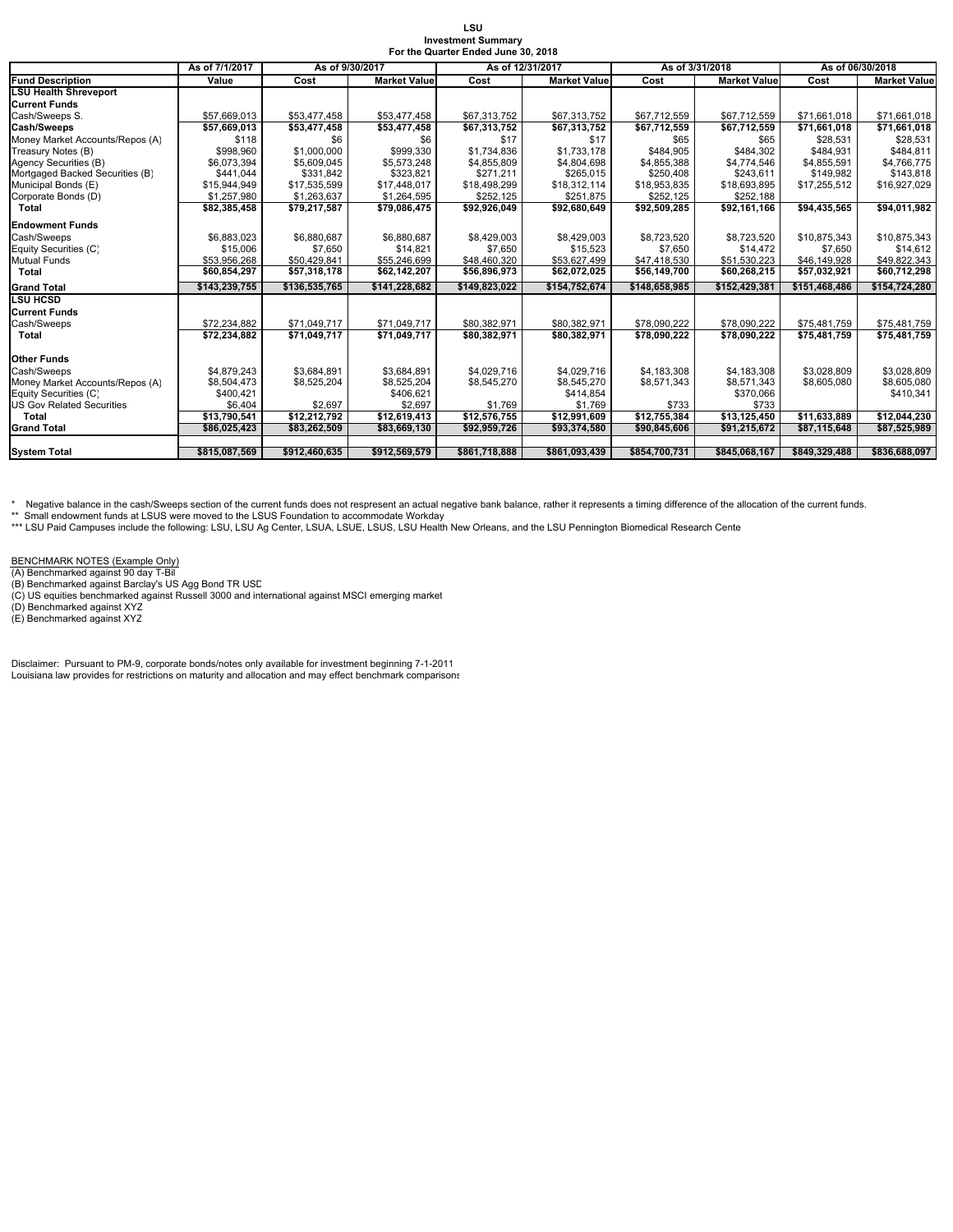**LSU**
**Investment Summary**
**For the Quarter Ended June 30, 2018**

| | As of 7/1/2017 | As of 9/30/2017 | | As of 12/31/2017 | | As of 3/31/2018 | | As of 06/30/2018 | |
|---|---|---|---|---|---|---|---|---|---|
| **Fund Description** | **Value** | **Cost** | **Market Value** | **Cost** | **Market Value** | **Cost** | **Market Value** | **Cost** | **Market Value** |
| **LSU Health Shreveport** | | | | | | | | | |
| **Current Funds** | | | | | | | | | |
| Cash/Sweeps S. | $57,669,013 | $53,477,458 | $53,477,458 | $67,313,752 | $67,313,752 | $67,712,559 | $67,712,559 | $71,661,018 | $71,661,018 |
| **Cash/Sweeps** | **$57,669,013** | **$53,477,458** | **$53,477,458** | **$67,313,752** | **$67,313,752** | **$67,712,559** | **$67,712,559** | **$71,661,018** | **$71,661,018** |
| Money Market Accounts/Repos (A) | $118 | $6 | $6 | $17 | $17 | $65 | $65 | $28,531 | $28,531 |
| Treasury Notes (B) | $998,960 | $1,000,000 | $999,330 | $1,734,836 | $1,733,178 | $484,905 | $484,302 | $484,931 | $484,811 |
| Agency Securities (B) | $6,073,394 | $5,609,045 | $5,573,248 | $4,855,809 | $4,804,698 | $4,855,388 | $4,774,546 | $4,855,591 | $4,766,775 |
| Mortgaged Backed Securities (B) | $441,044 | $331,842 | $323,821 | $271,211 | $265,015 | $250,408 | $243,611 | $149,982 | $143,818 |
| Municipal Bonds (E) | $15,944,949 | $17,535,599 | $17,448,017 | $18,498,299 | $18,312,114 | $18,953,835 | $18,693,895 | $17,255,512 | $16,927,029 |
| Corporate Bonds (D) | $1,257,980 | $1,263,637 | $1,264,595 | $252,125 | $251,875 | $252,125 | $252,188 | | |
| **Total** | **$82,385,458** | **$79,217,587** | **$79,086,475** | **$92,926,049** | **$92,680,649** | **$92,509,285** | **$92,161,166** | **$94,435,565** | **$94,011,982** |
| **Endowment Funds** | | | | | | | | | |
| Cash/Sweeps | $6,883,023 | $6,880,687 | $6,880,687 | $8,429,003 | $8,429,003 | $8,723,520 | $8,723,520 | $10,875,343 | $10,875,343 |
| Equity Securities (C) | $15,006 | $7,650 | $14,821 | $7,650 | $15,523 | $7,650 | $14,472 | $7,650 | $14,612 |
| Mutual Funds | $53,956,268 | $50,429,841 | $55,246,699 | $48,460,320 | $53,627,499 | $47,418,530 | $51,530,223 | $46,149,928 | $49,822,343 |
| **Total** | **$60,854,297** | **$57,318,178** | **$62,142,207** | **$56,896,973** | **$62,072,025** | **$56,149,700** | **$60,268,215** | **$57,032,921** | **$60,712,298** |
| **Grand Total** | **$143,239,755** | **$136,535,765** | **$141,228,682** | **$149,823,022** | **$154,752,674** | **$148,658,985** | **$152,429,381** | **$151,468,486** | **$154,724,280** |
| **LSU HCSD** | | | | | | | | | |
| **Current Funds** | | | | | | | | | |
| Cash/Sweeps | $72,234,882 | $71,049,717 | $71,049,717 | $80,382,971 | $80,382,971 | $78,090,222 | $78,090,222 | $75,481,759 | $75,481,759 |
| **Total** | **$72,234,882** | **$71,049,717** | **$71,049,717** | **$80,382,971** | **$80,382,971** | **$78,090,222** | **$78,090,222** | **$75,481,759** | **$75,481,759** |
| **Other Funds** | | | | | | | | | |
| Cash/Sweeps | $4,879,243 | $3,684,891 | $3,684,891 | $4,029,716 | $4,029,716 | $4,183,308 | $4,183,308 | $3,028,809 | $3,028,809 |
| Money Market Accounts/Repos (A) | $8,504,473 | $8,525,204 | $8,525,204 | $8,545,270 | $8,545,270 | $8,571,343 | $8,571,343 | $8,605,080 | $8,605,080 |
| Equity Securities (C) | $400,421 | | $406,621 | | $414,854 | | $370,066 | | $410,341 |
| US Gov Related Securities | $6,404 | $2,697 | $2,697 | $1,769 | $1,769 | $733 | $733 | | |
| **Total** | **$13,790,541** | **$12,212,792** | **$12,619,413** | **$12,576,755** | **$12,991,609** | **$12,755,384** | **$13,125,450** | **$11,633,889** | **$12,044,230** |
| **Grand Total** | **$86,025,423** | **$83,262,509** | **$83,669,130** | **$92,959,726** | **$93,374,580** | **$90,845,606** | **$91,215,672** | **$87,115,648** | **$87,525,989** |
| **System Total** | **$815,087,569** | **$912,460,635** | **$912,569,579** | **$861,718,888** | **$861,093,439** | **$854,700,731** | **$845,068,167** | **$849,329,488** | **$836,688,097** |

\* Negative balance in the cash/Sweeps section of the current funds does not respresent an actual negative bank balance, rather it represents a timing difference of the allocation of the current funds.
** Small endowment funds at LSUS were moved to the LSUS Foundation to accommodate Workday
*** LSU Paid Campuses include the following: LSU, LSU Ag Center, LSUA, LSUE, LSUS, LSU Health New Orleans, and the LSU Pennington Biomedical Research Cente

BENCHMARK NOTES (Example Only)
(A) Benchmarked against 90 day T-Bil
(B) Benchmarked against Barclay's US Agg Bond TR USD
(C) US equities benchmarked against Russell 3000 and international against MSCI emerging market
(D) Benchmarked against XYZ
(E) Benchmarked against XYZ

Disclaimer: Pursuant to PM-9, corporate bonds/notes only available for investment beginning 7-1-2011
Louisiana law provides for restrictions on maturity and allocation and may effect benchmark comparisons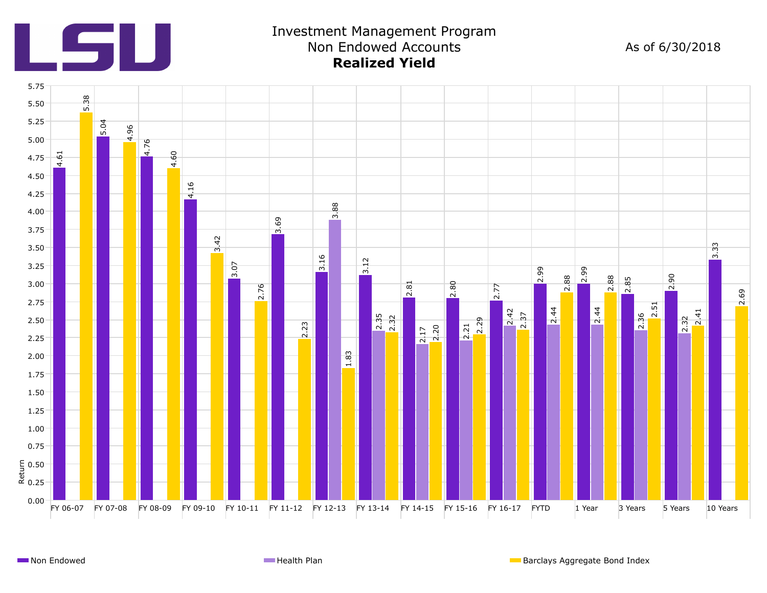# Investment Management Program
## Non Endowed Accounts
### **Realized Yield**

As of 6/30/2018

| Period | Non Endowed | Health Plan | Barclays Aggregate Bond Index |
|---|---|---|---|
| FY 06-07 | 4.61 | | 5.38 |
| FY 07-08 | 5.04 | | 4.96 |
| FY 08-09 | 4.76 | | 4.60 |
| FY 09-10 | 4.16 | | 3.42 |
| FY 10-11 | 3.07 | | 2.76 |
| FY 11-12 | 3.69 | | 2.23 |
| FY 12-13 | 3.16 | 3.88 | 1.83 |
| FY 13-14 | 3.12 | 2.35 | 2.32 |
| FY 14-15 | 2.81 | 2.17 | 2.20 |
| FY 15-16 | 2.80 | 2.21 | 2.29 |
| FY 16-17 | 2.77 | 2.42 | 2.37 |
| FYTD | 2.99 | 2.44 | 2.88 |
| 1 Year | 2.99 | 2.44 | 2.88 |
| 3 Years | 2.85 | 2.36 | 2.51 |
| 5 Years | 2.90 | 2.32 | 2.41 |
| 10 Years | 3.33 | | 2.69 |

Y-axis: Return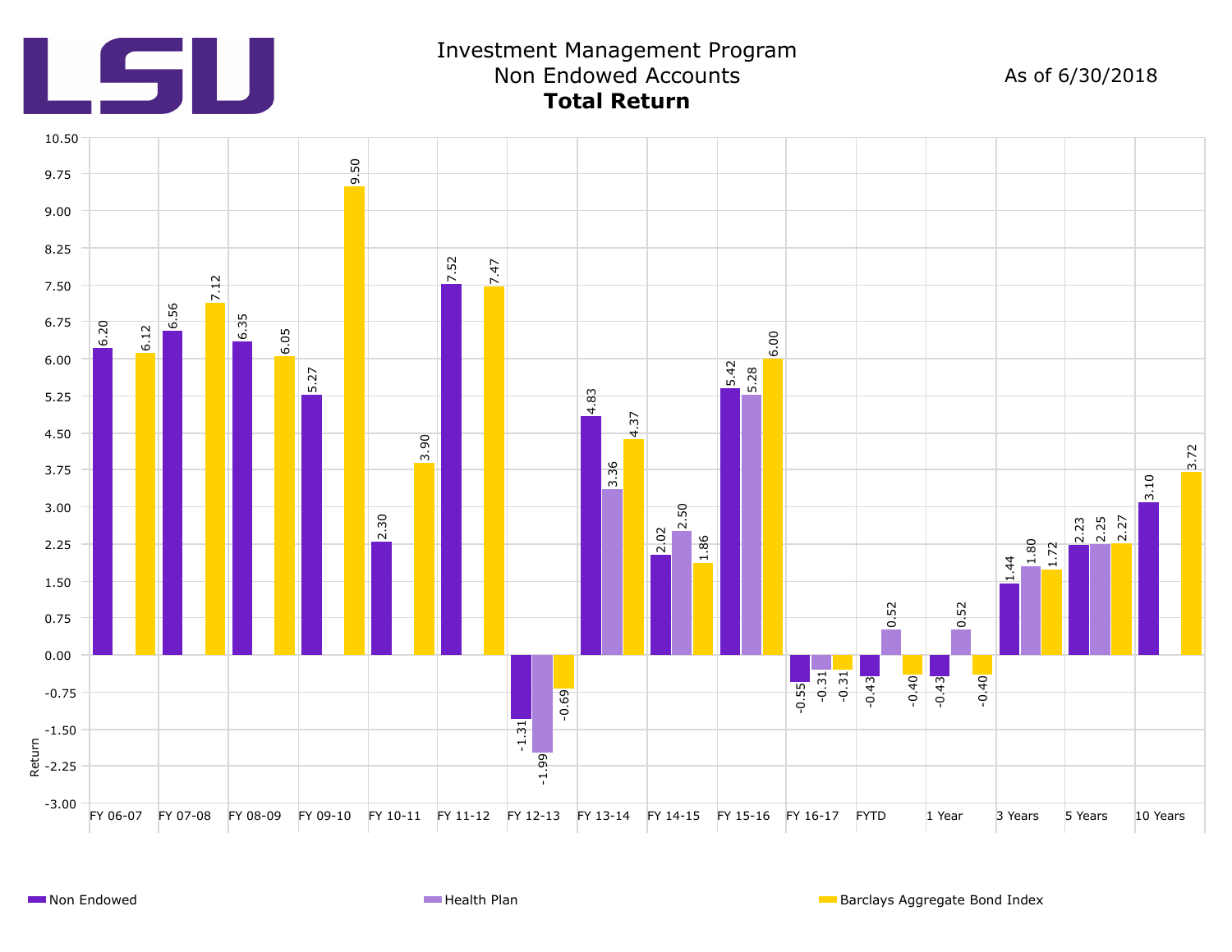# Investment Management Program
## Non Endowed Accounts
### **Total Return**

As of 6/30/2018

| Period | Non Endowed | Health Plan | Barclays Aggregate Bond Index |
|---|---|---|---|
| FY 06-07 | 6.20 | | 6.12 |
| FY 07-08 | 6.56 | | 7.12 |
| FY 08-09 | 6.35 | | 6.05 |
| FY 09-10 | 5.27 | | 9.50 |
| FY 10-11 | 2.30 | | 3.90 |
| FY 11-12 | 7.52 | | 7.47 |
| FY 12-13 | -1.31 | -1.99 | -0.69 |
| FY 13-14 | 4.83 | 3.36 | 4.37 |
| FY 14-15 | 2.02 | 2.50 | 1.86 |
| FY 15-16 | 5.42 | 5.28 | 6.00 |
| FY 16-17 | -0.55 | -0.31 | -0.31 |
| FYTD | -0.43 | 0.52 | -0.40 |
| 1 Year | -0.43 | 0.52 | -0.40 |
| 3 Years | 1.44 | 1.80 | 1.72 |
| 5 Years | 2.23 | 2.25 | 2.27 |
| 10 Years | 3.10 | | 3.72 |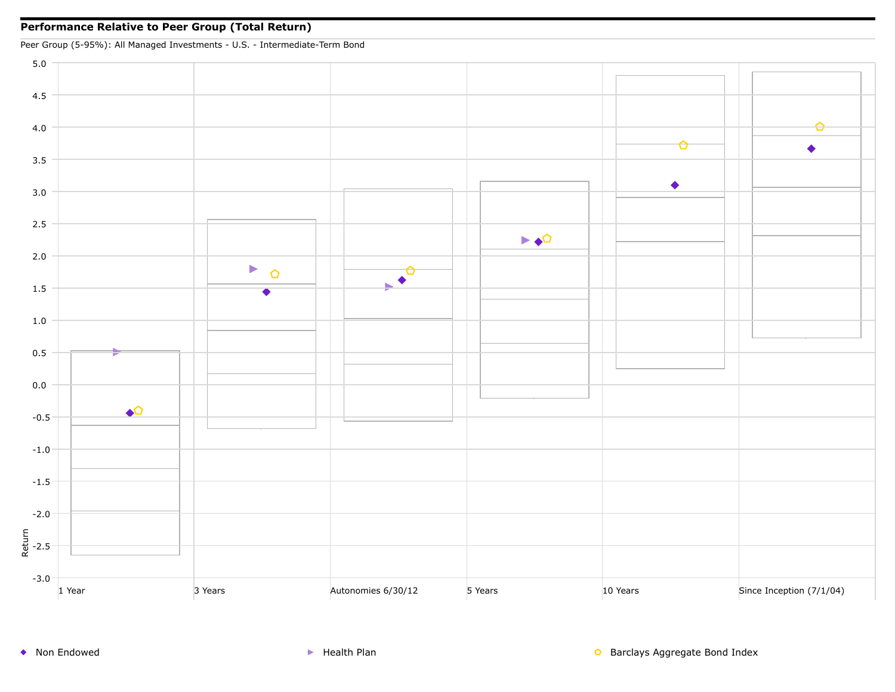## Performance Relative to Peer Group (Total Return)

Peer Group (5-95%): All Managed Investments - U.S. - Intermediate-Term Bond

Return

5.0
4.5
4.0
3.5
3.0
2.5
2.0
1.5
1.0
0.5
0.0
-0.5
-1.0
-1.5
-2.0
-2.5
-3.0

1 Year | 3 Years | Autonomies 6/30/12 | 5 Years | 10 Years | Since Inception (7/1/04)

◆ Non Endowed ▸ Health Plan ⬠ Barclays Aggregate Bond Index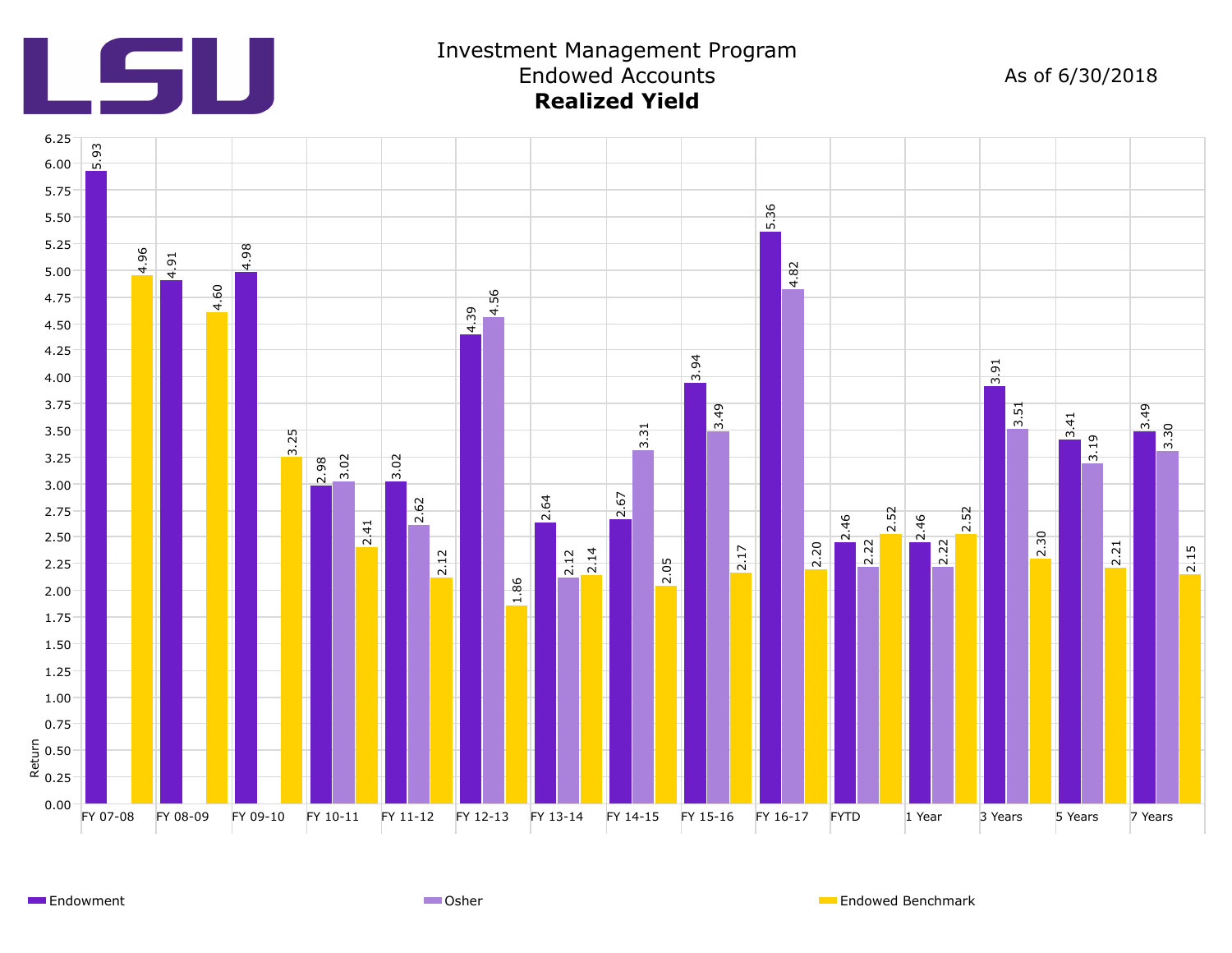# LSU

## Investment Management Program
## Endowed Accounts
## **Realized Yield**

As of 6/30/2018

| Period | Endowment | Osher | Endowed Benchmark |
|---|---|---|---|
| FY 07-08 | 5.93 | | 4.96 |
| FY 08-09 | 4.91 | | 4.60 |
| FY 09-10 | 4.98 | | 3.25 |
| FY 10-11 | 2.98 | 3.02 | 2.41 |
| FY 11-12 | 3.02 | 2.62 | 2.12 |
| FY 12-13 | 4.39 | 4.56 | 1.86 |
| FY 13-14 | 2.64 | 2.12 | 2.14 |
| FY 14-15 | 2.67 | 3.31 | 2.05 |
| FY 15-16 | 3.94 | 3.49 | 2.17 |
| FY 16-17 | 5.36 | 4.82 | 2.20 |
| FYTD | 2.46 | 2.22 | 2.52 |
| 1 Year | 2.46 | 2.22 | 2.52 |
| 3 Years | 3.91 | 3.51 | 2.30 |
| 5 Years | 3.41 | 3.19 | 2.21 |
| 7 Years | 3.49 | 3.30 | 2.15 |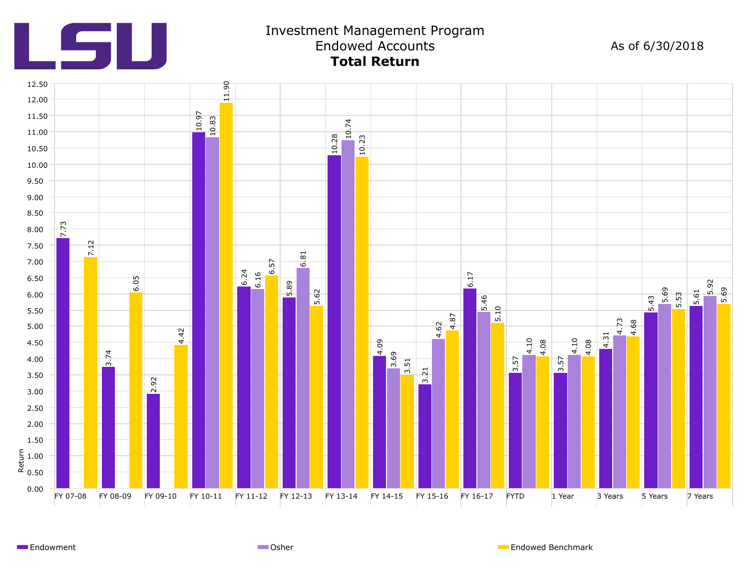LSU

# Investment Management Program
## Endowed Accounts
**Total Return**

As of 6/30/2018

Return

12.50
12.00
11.50
11.00
10.50
10.00
9.50
9.00
8.50
8.00
7.50
7.00
6.50
6.00
5.50
5.00
4.50
4.00
3.50
3.00
2.50
2.00
1.50
1.00
0.50
0.00

FY 07-08: 7.73, 7.12
FY 08-09: 3.74, 6.05
FY 09-10: 2.92, 4.42
FY 10-11: 10.97, 10.83, 11.90
FY 11-12: 6.24, 6.16, 6.57
FY 12-13: 5.89, 6.81, 5.62
FY 13-14: 10.28, 10.74, 10.23
FY 14-15: 4.09, 3.69, 3.51
FY 15-16: 3.21, 4.62, 4.87
FY 16-17: 6.17, 5.46, 5.10
FYTD: 3.57, 4.10, 4.08
1 Year: 3.57, 4.10, 4.08
3 Years: 4.31, 4.73, 4.68
5 Years: 5.43, 5.69, 5.53
7 Years: 5.61, 5.92, 5.69

Endowment
Osher
Endowed Benchmark